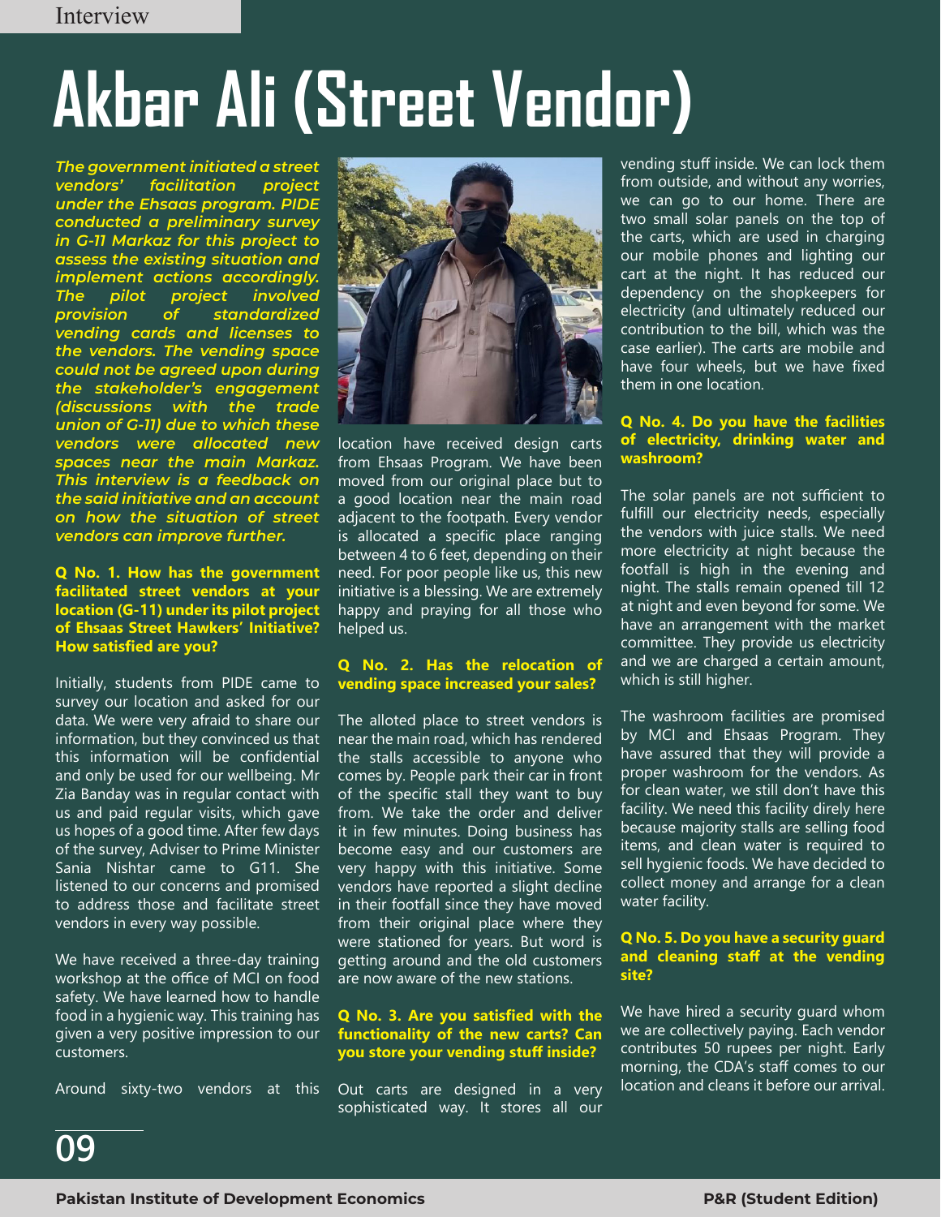# Akbar Ali (Street Vendor)

*The government initiated a street vendors' facilitation project under the Ehsaas program. PIDE conducted a preliminary survey in G-11 Markaz for this project to assess the existing situation and implement actions accordingly. The pilot project involved provision of standardized vending cards and licenses to the vendors. The vending space could not be agreed upon during the stakeholder's engagement (discussions with the trade union of G-11) due to which these vendors were allocated new spaces near the main Markaz. This interview is a feedback on the said initiative and an account on how the situation of street vendors can improve further.*

**Q No. 1. How has the government facilitated street vendors at your location (G-11) under its pilot project of Ehsaas Street Hawkers' Initiative? How satisfied are you?**

Initially, students from PIDE came to survey our location and asked for our data. We were very afraid to share our information, but they convinced us that this information will be confidential and only be used for our wellbeing. Mr Zia Banday was in regular contact with us and paid regular visits, which gave us hopes of a good time. After few days of the survey, Adviser to Prime Minister Sania Nishtar came to G11. She listened to our concerns and promised to address those and facilitate street vendors in every way possible.

We have received a three-day training workshop at the office of MCI on food safety. We have learned how to handle food in a hygienic way. This training has given a very positive impression to our customers.

Around sixty-two vendors at this location have received design carts from Ehsaas Program. We have been moved from our original place but to a good location near the main road adjacent to the footpath. Every vendor is allocated a specific place ranging between 4 to 6 feet, depending on their need. For poor people like us, this new initiative is a blessing. We are extremely happy and praying for all those who helped us.

**Q No. 2. Has the relocation of vending space increased your sales?**

The alloted place to street vendors is near the main road, which has rendered the stalls accessible to anyone who comes by. People park their car in front of the specific stall they want to buy from. We take the order and deliver it in few minutes. Doing business has become easy and our customers are very happy with this initiative. Some vendors have reported a slight decline in their footfall since they have moved from their original place where they were stationed for years. But word is getting around and the old customers are now aware of the new stations.

**Q No. 3. Are you satisfied with the functionality of the new carts? Can you store your vending stuff inside?**

Out carts are designed in a very sophisticated way. It stores all our vending stuff inside. We can lock them from outside, and without any worries, we can go to our home. There are two small solar panels on the top of the carts, which are used in charging our mobile phones and lighting our cart at the night. It has reduced our dependency on the shopkeepers for electricity (and ultimately reduced our contribution to the bill, which was the case earlier). The carts are mobile and have four wheels, but we have fixed them in one location.

**Q No. 4. Do you have the facilities of electricity, drinking water and washroom?**

The solar panels are not sufficient to fulfill our electricity needs, especially the vendors with juice stalls. We need more electricity at night because the footfall is high in the evening and night. The stalls remain opened till 12 at night and even beyond for some. We have an arrangement with the market committee. They provide us electricity and we are charged a certain amount, which is still higher.

The washroom facilities are promised by MCI and Ehsaas Program. They have assured that they will provide a proper washroom for the vendors. As for clean water, we still don't have this facility. We need this facility direly here because majority stalls are selling food items, and clean water is required to sell hygienic foods. We have decided to collect money and arrange for a clean water facility.

**Q No. 5. Do you have a security guard and cleaning staff at the vending site?**

We have hired a security guard whom we are collectively paying. Each vendor contributes 50 rupees per night. Early morning, the CDA's staff comes to our location and cleans it before our arrival.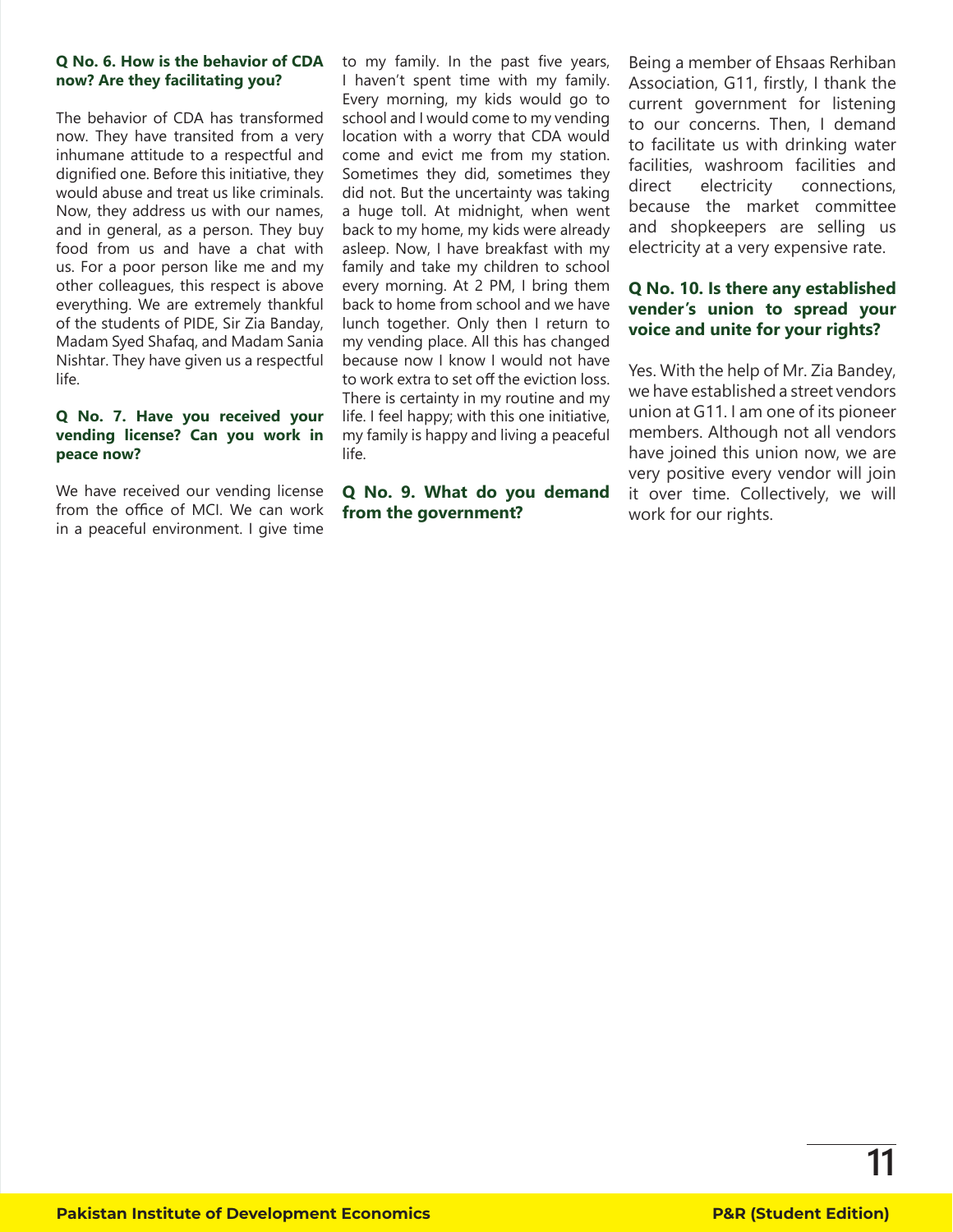**Q No. 6. How is the behavior of CDA now? Are they facilitating you?**

The behavior of CDA has transformed now. They have transited from a very inhumane attitude to a respectful and dignified one. Before this initiative, they would abuse and treat us like criminals. Now, they address us with our names, and in general, as a person. They buy food from us and have a chat with us. For a poor person like me and my other colleagues, this respect is above everything. We are extremely thankful of the students of PIDE, Sir Zia Banday, Madam Syed Shafaq, and Madam Sania Nishtar. They have given us a respectful life.

**Q No. 7. Have you received your vending license? Can you work in peace now?**

We have received our vending license from the office of MCI. We can work in a peaceful environment. I give time to my family. In the past five years, I haven't spent time with my family. Every morning, my kids would go to school and I would come to my vending location with a worry that CDA would come and evict me from my station. Sometimes they did, sometimes they did not. But the uncertainty was taking a huge toll. At midnight, when went back to my home, my kids were already asleep. Now, I have breakfast with my family and take my children to school every morning. At 2 PM, I bring them back to home from school and we have lunch together. Only then I return to my vending place. All this has changed because now I know I would not have to work extra to set off the eviction loss. There is certainty in my routine and my life. I feel happy; with this one initiative, my family is happy and living a peaceful life.

**Q No. 9. What do you demand from the government?**

Being a member of Ehsaas Rerhiban Association, G11, firstly, I thank the current government for listening to our concerns. Then, I demand to facilitate us with drinking water facilities, washroom facilities and direct electricity connections, because the market committee and shopkeepers are selling us electricity at a very expensive rate.

**Q No. 10. Is there any established vender's union to spread your voice and unite for your rights?**

Yes. With the help of Mr. Zia Bandey, we have established a street vendors union at G11. I am one of its pioneer members. Although not all vendors have joined this union now, we are very positive every vendor will join it over time. Collectively, we will work for our rights.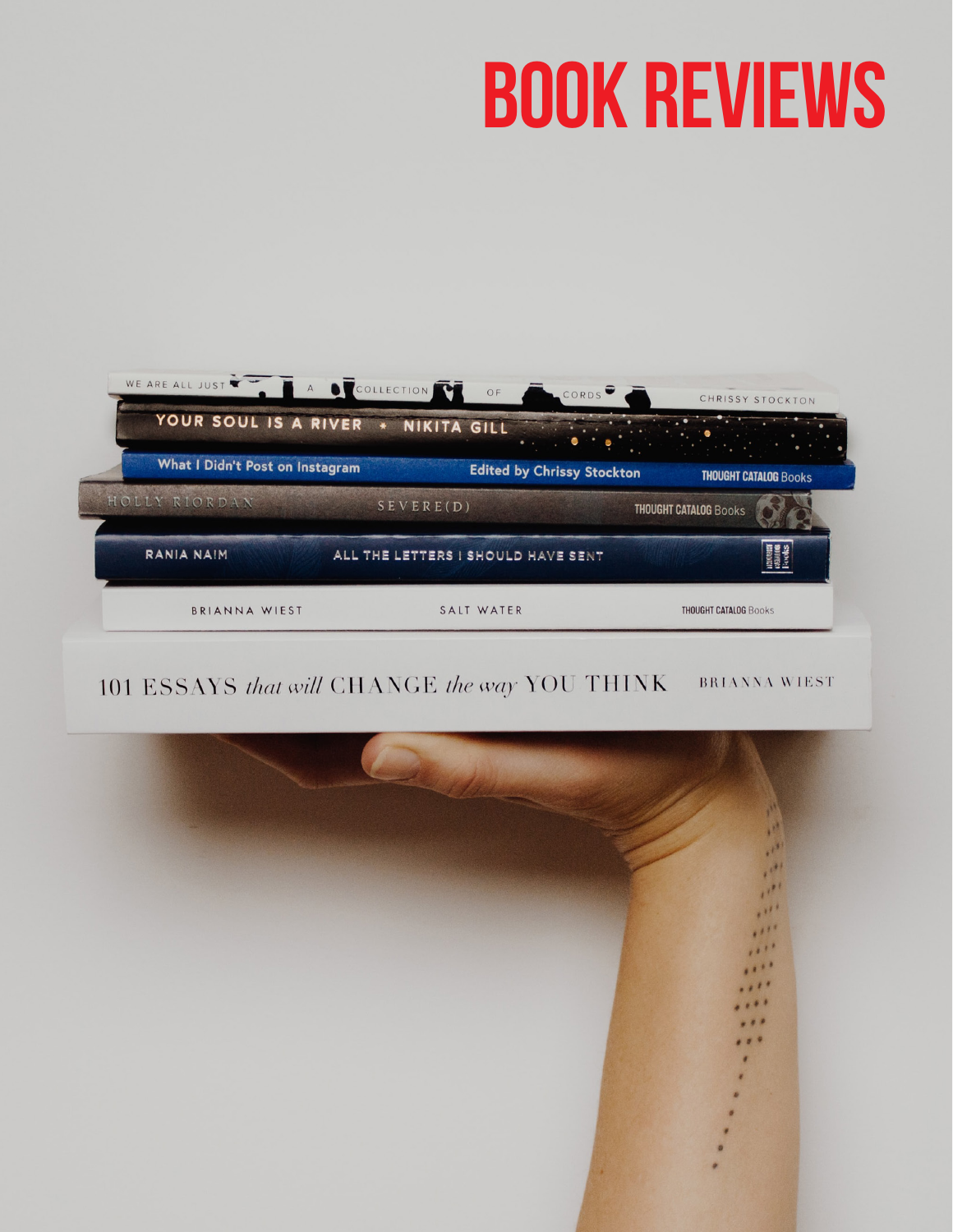# BOOK REVIEWS